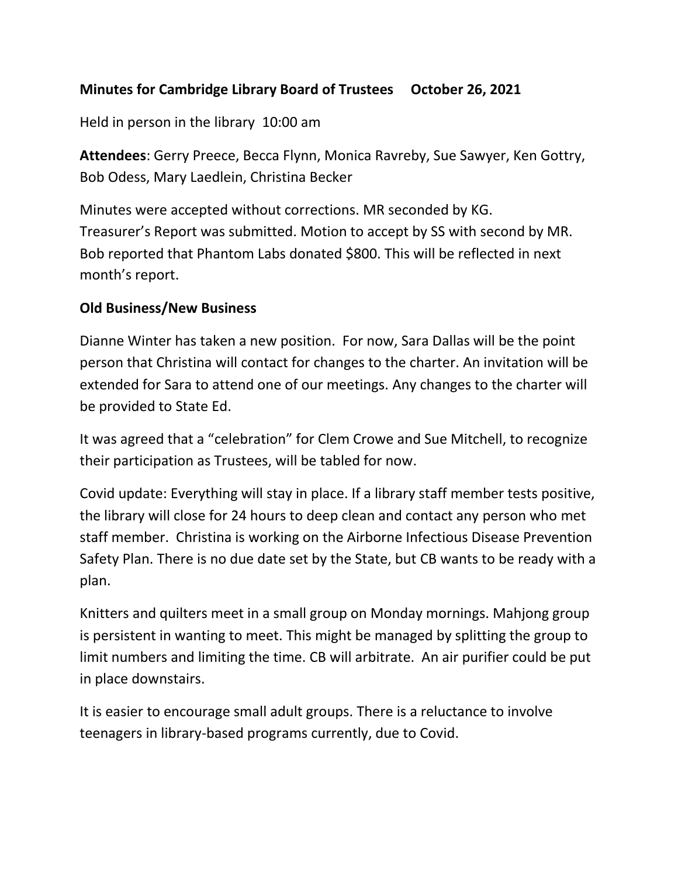**Minutes for Cambridge Library Board of Trustees     October 26, 2021**

Held in person in the library  10:00 am

**Attendees**: Gerry Preece, Becca Flynn, Monica Ravreby, Sue Sawyer, Ken Gottry, Bob Odess, Mary Laedlein, Christina Becker

Minutes were accepted without corrections. MR seconded by KG.
Treasurer's Report was submitted. Motion to accept by SS with second by MR.
Bob reported that Phantom Labs donated $800. This will be reflected in next month's report.

**Old Business/New Business**

Dianne Winter has taken a new position.  For now, Sara Dallas will be the point person that Christina will contact for changes to the charter. An invitation will be extended for Sara to attend one of our meetings. Any changes to the charter will be provided to State Ed.

It was agreed that a "celebration" for Clem Crowe and Sue Mitchell, to recognize their participation as Trustees, will be tabled for now.

Covid update: Everything will stay in place. If a library staff member tests positive, the library will close for 24 hours to deep clean and contact any person who met staff member.  Christina is working on the Airborne Infectious Disease Prevention Safety Plan. There is no due date set by the State, but CB wants to be ready with a plan.

Knitters and quilters meet in a small group on Monday mornings. Mahjong group is persistent in wanting to meet. This might be managed by splitting the group to limit numbers and limiting the time. CB will arbitrate.  An air purifier could be put in place downstairs.

It is easier to encourage small adult groups. There is a reluctance to involve teenagers in library-based programs currently, due to Covid.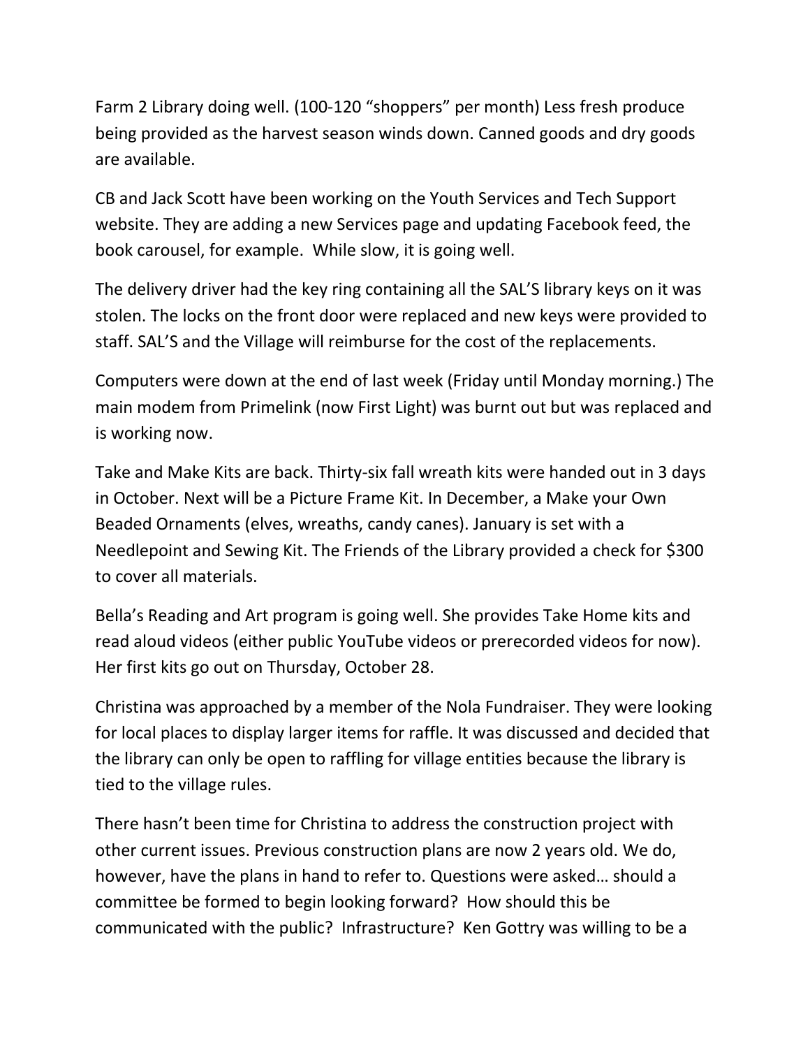Farm 2 Library doing well. (100-120 "shoppers" per month) Less fresh produce being provided as the harvest season winds down. Canned goods and dry goods are available.

CB and Jack Scott have been working on the Youth Services and Tech Support website. They are adding a new Services page and updating Facebook feed, the book carousel, for example.  While slow, it is going well.

The delivery driver had the key ring containing all the SAL'S library keys on it was stolen. The locks on the front door were replaced and new keys were provided to staff. SAL'S and the Village will reimburse for the cost of the replacements.

Computers were down at the end of last week (Friday until Monday morning.) The main modem from Primelink (now First Light) was burnt out but was replaced and is working now.

Take and Make Kits are back. Thirty-six fall wreath kits were handed out in 3 days in October. Next will be a Picture Frame Kit. In December, a Make your Own Beaded Ornaments (elves, wreaths, candy canes). January is set with a Needlepoint and Sewing Kit. The Friends of the Library provided a check for $300 to cover all materials.

Bella's Reading and Art program is going well. She provides Take Home kits and read aloud videos (either public YouTube videos or prerecorded videos for now). Her first kits go out on Thursday, October 28.

Christina was approached by a member of the Nola Fundraiser. They were looking for local places to display larger items for raffle. It was discussed and decided that the library can only be open to raffling for village entities because the library is tied to the village rules.

There hasn't been time for Christina to address the construction project with other current issues. Previous construction plans are now 2 years old. We do, however, have the plans in hand to refer to. Questions were asked… should a committee be formed to begin looking forward?  How should this be communicated with the public?  Infrastructure?  Ken Gottry was willing to be a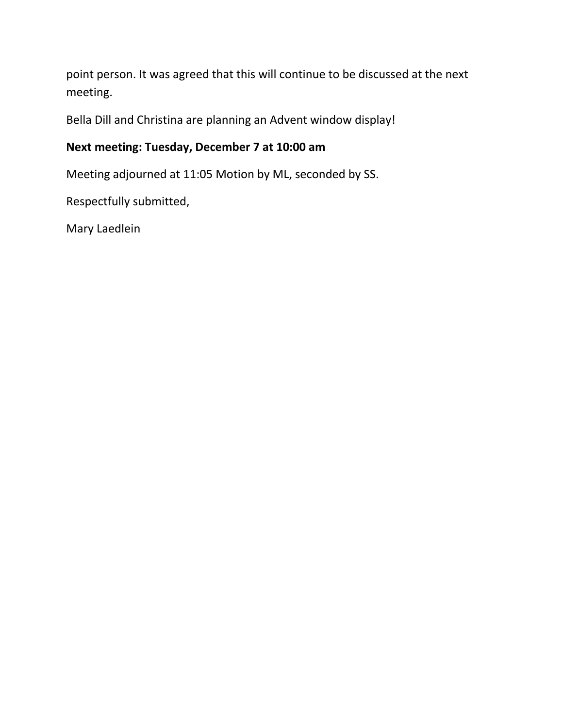point person. It was agreed that this will continue to be discussed at the next meeting.

Bella Dill and Christina are planning an Advent window display!

**Next meeting: Tuesday, December 7 at 10:00 am**

Meeting adjourned at 11:05 Motion by ML, seconded by SS.

Respectfully submitted,

Mary Laedlein